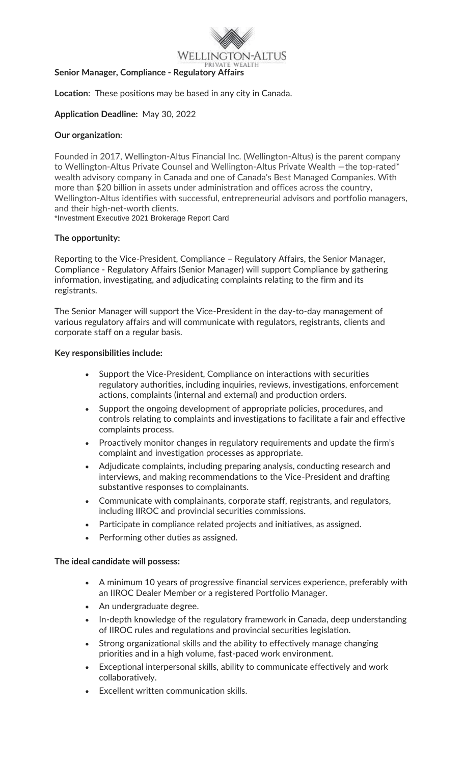WELLINGTON-ALTUS
PRIVATE WEALTH

**Senior Manager, Compliance - Regulatory Affairs**

**Location**: These positions may be based in any city in Canada.

**Application Deadline:** May 30, 2022

**Our organization**:

Founded in 2017, Wellington-Altus Financial Inc. (Wellington-Altus) is the parent company to Wellington-Altus Private Counsel and Wellington-Altus Private Wealth —the top-rated* wealth advisory company in Canada and one of Canada's Best Managed Companies. With more than $20 billion in assets under administration and offices across the country, Wellington-Altus identifies with successful, entrepreneurial advisors and portfolio managers, and their high-net-worth clients.
*Investment Executive 2021 Brokerage Report Card

**The opportunity:**

Reporting to the Vice-President, Compliance – Regulatory Affairs, the Senior Manager, Compliance - Regulatory Affairs (Senior Manager) will support Compliance by gathering information, investigating, and adjudicating complaints relating to the firm and its registrants.

The Senior Manager will support the Vice-President in the day-to-day management of various regulatory affairs and will communicate with regulators, registrants, clients and corporate staff on a regular basis.

**Key responsibilities include:**

- Support the Vice-President, Compliance on interactions with securities regulatory authorities, including inquiries, reviews, investigations, enforcement actions, complaints (internal and external) and production orders.
- Support the ongoing development of appropriate policies, procedures, and controls relating to complaints and investigations to facilitate a fair and effective complaints process.
- Proactively monitor changes in regulatory requirements and update the firm's complaint and investigation processes as appropriate.
- Adjudicate complaints, including preparing analysis, conducting research and interviews, and making recommendations to the Vice-President and drafting substantive responses to complainants.
- Communicate with complainants, corporate staff, registrants, and regulators, including IIROC and provincial securities commissions.
- Participate in compliance related projects and initiatives, as assigned.
- Performing other duties as assigned.

**The ideal candidate will possess:**

- A minimum 10 years of progressive financial services experience, preferably with an IIROC Dealer Member or a registered Portfolio Manager.
- An undergraduate degree.
- In-depth knowledge of the regulatory framework in Canada, deep understanding of IIROC rules and regulations and provincial securities legislation.
- Strong organizational skills and the ability to effectively manage changing priorities and in a high volume, fast-paced work environment.
- Exceptional interpersonal skills, ability to communicate effectively and work collaboratively.
- Excellent written communication skills.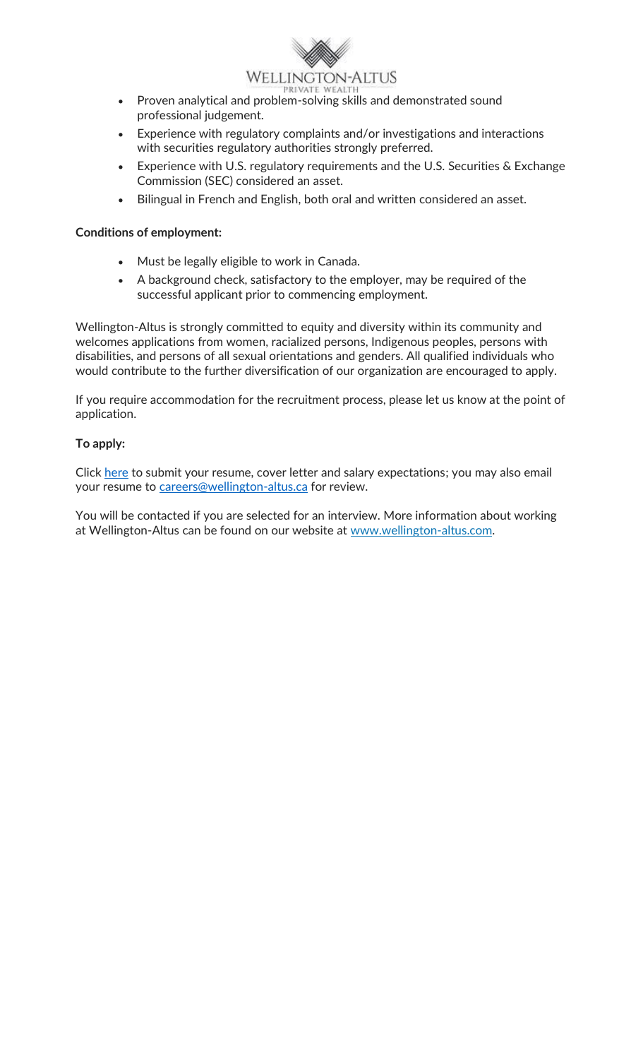- Proven analytical and problem-solving skills and demonstrated sound professional judgement.
- Experience with regulatory complaints and/or investigations and interactions with securities regulatory authorities strongly preferred.
- Experience with U.S. regulatory requirements and the U.S. Securities & Exchange Commission (SEC) considered an asset.
- Bilingual in French and English, both oral and written considered an asset.

**Conditions of employment:**

- Must be legally eligible to work in Canada.
- A background check, satisfactory to the employer, may be required of the successful applicant prior to commencing employment.

Wellington-Altus is strongly committed to equity and diversity within its community and welcomes applications from women, racialized persons, Indigenous peoples, persons with disabilities, and persons of all sexual orientations and genders. All qualified individuals who would contribute to the further diversification of our organization are encouraged to apply.

If you require accommodation for the recruitment process, please let us know at the point of application.

**To apply:**

Click here to submit your resume, cover letter and salary expectations; you may also email your resume to careers@wellington-altus.ca for review.

You will be contacted if you are selected for an interview. More information about working at Wellington-Altus can be found on our website at www.wellington-altus.com.